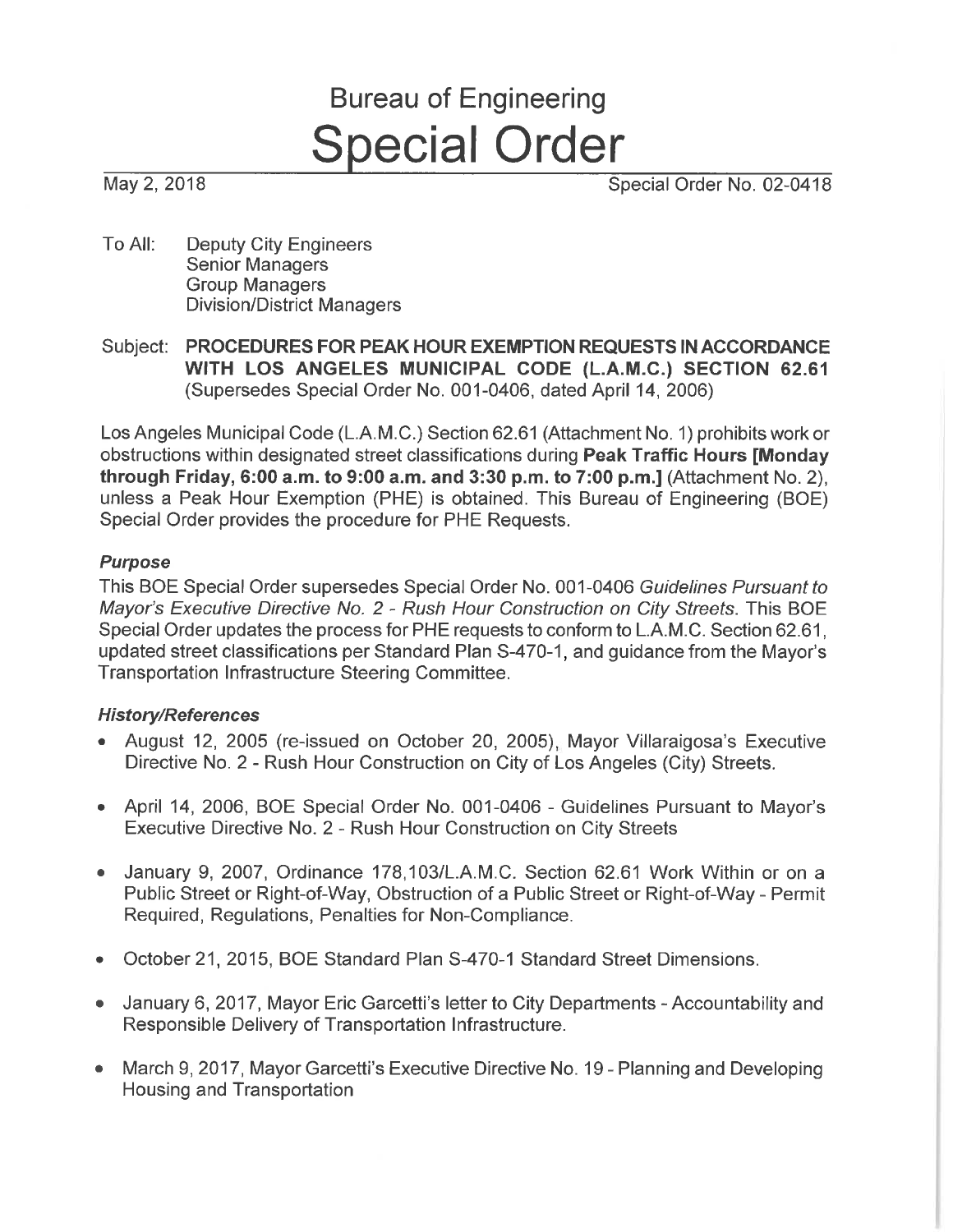# Bureau of Engineering

# Special Order

May 2, 2018 Special Order No. 02-0418

To All: Deputy City Engineers
Senior Managers
Group Managers
Division/District Managers

Subject: **PROCEDURES FOR PEAK HOUR EXEMPTION REQUESTS IN ACCORDANCE WITH LOS ANGELES MUNICIPAL CODE (L.A.M.C.) SECTION 62.61** (Supersedes Special Order No. 001-0406, dated April 14, 2006)

Los Angeles Municipal Code (L.A.M.C.) Section 62.61 (Attachment No. 1) prohibits work or obstructions within designated street classifications during **Peak Traffic Hours [Monday through Friday, 6:00 a.m. to 9:00 a.m. and 3:30 p.m. to 7:00 p.m.]** (Attachment No. 2), unless a Peak Hour Exemption (PHE) is obtained. This Bureau of Engineering (BOE) Special Order provides the procedure for PHE Requests.

### *Purpose*

This BOE Special Order supersedes Special Order No. 001-0406 *Guidelines Pursuant to Mayor's Executive Directive No. 2 - Rush Hour Construction on City Streets*. This BOE Special Order updates the process for PHE requests to conform to L.A.M.C. Section 62.61, updated street classifications per Standard Plan S-470-1, and guidance from the Mayor's Transportation Infrastructure Steering Committee.

### *History/References*

- August 12, 2005 (re-issued on October 20, 2005), Mayor Villaraigosa's Executive Directive No. 2 - Rush Hour Construction on City of Los Angeles (City) Streets.
- April 14, 2006, BOE Special Order No. 001-0406 - Guidelines Pursuant to Mayor's Executive Directive No. 2 - Rush Hour Construction on City Streets
- January 9, 2007, Ordinance 178,103/L.A.M.C. Section 62.61 Work Within or on a Public Street or Right-of-Way, Obstruction of a Public Street or Right-of-Way - Permit Required, Regulations, Penalties for Non-Compliance.
- October 21, 2015, BOE Standard Plan S-470-1 Standard Street Dimensions.
- January 6, 2017, Mayor Eric Garcetti's letter to City Departments - Accountability and Responsible Delivery of Transportation Infrastructure.
- March 9, 2017, Mayor Garcetti's Executive Directive No. 19 - Planning and Developing Housing and Transportation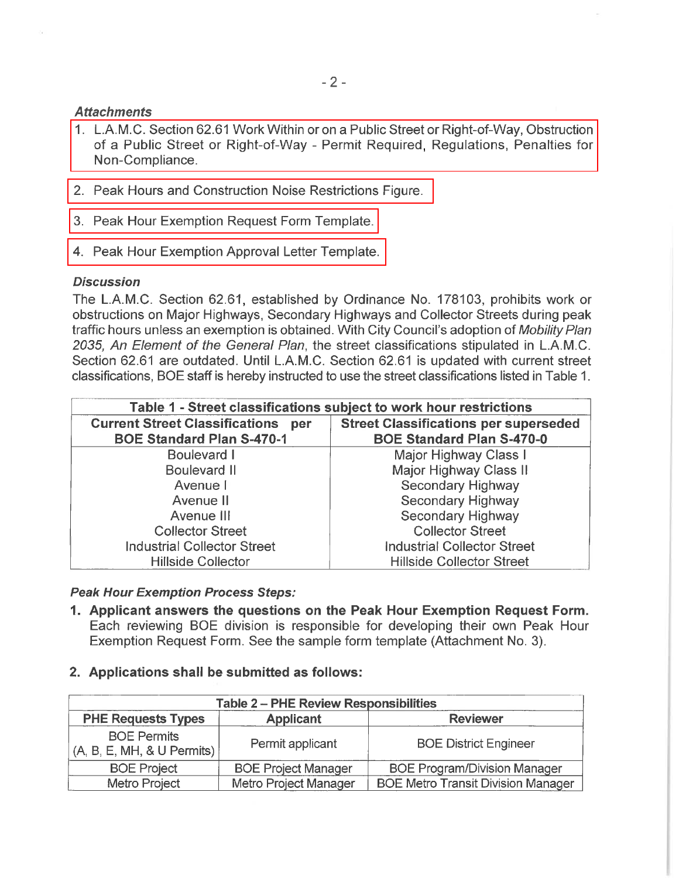***Attachments***

1. L.A.M.C. Section 62.61 Work Within or on a Public Street or Right-of-Way, Obstruction of a Public Street or Right-of-Way - Permit Required, Regulations, Penalties for Non-Compliance.
2. Peak Hours and Construction Noise Restrictions Figure.
3. Peak Hour Exemption Request Form Template.
4. Peak Hour Exemption Approval Letter Template.

***Discussion***

The L.A.M.C. Section 62.61, established by Ordinance No. 178103, prohibits work or obstructions on Major Highways, Secondary Highways and Collector Streets during peak traffic hours unless an exemption is obtained. With City Council's adoption of *Mobility Plan 2035, An Element of the General Plan*, the street classifications stipulated in L.A.M.C. Section 62.61 are outdated. Until L.A.M.C. Section 62.61 is updated with current street classifications, BOE staff is hereby instructed to use the street classifications listed in Table 1.

| **Table 1 - Street classifications subject to work hour restrictions** | |
|---|---|
| **Current Street Classifications per BOE Standard Plan S-470-1** | **Street Classifications per superseded BOE Standard Plan S-470-0** |
| Boulevard I | Major Highway Class I |
| Boulevard II | Major Highway Class II |
| Avenue I | Secondary Highway |
| Avenue II | Secondary Highway |
| Avenue III | Secondary Highway |
| Collector Street | Collector Street |
| Industrial Collector Street | Industrial Collector Street |
| Hillside Collector | Hillside Collector Street |

***Peak Hour Exemption Process Steps:***

1. **Applicant answers the questions on the Peak Hour Exemption Request Form.** Each reviewing BOE division is responsible for developing their own Peak Hour Exemption Request Form. See the sample form template (Attachment No. 3).

2. **Applications shall be submitted as follows:**

| **Table 2 – PHE Review Responsibilities** | | |
|---|---|---|
| **PHE Requests Types** | **Applicant** | **Reviewer** |
| BOE Permits (A, B, E, MH, & U Permits) | Permit applicant | BOE District Engineer |
| BOE Project | BOE Project Manager | BOE Program/Division Manager |
| Metro Project | Metro Project Manager | BOE Metro Transit Division Manager |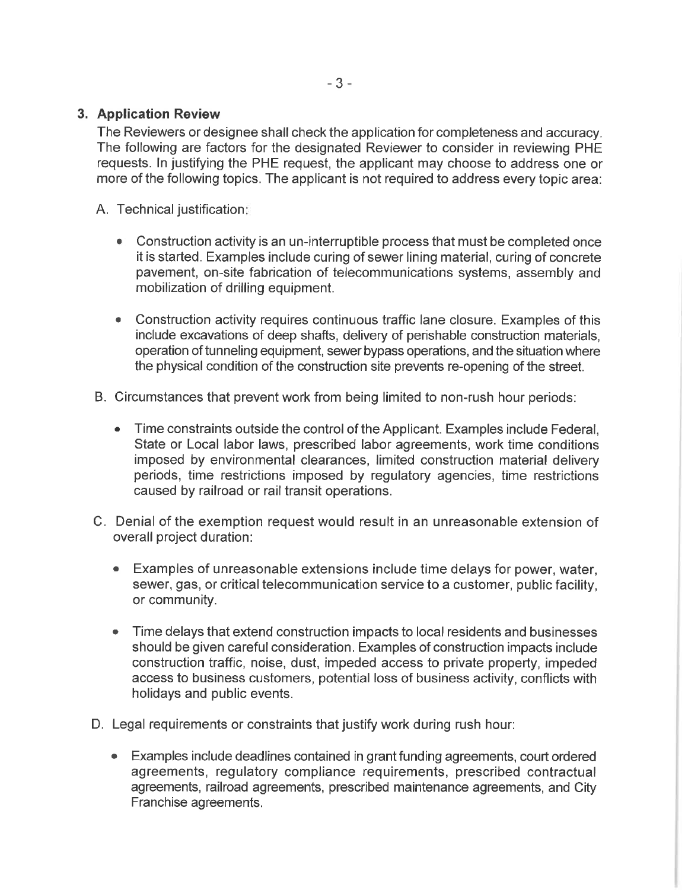### 3. Application Review

The Reviewers or designee shall check the application for completeness and accuracy. The following are factors for the designated Reviewer to consider in reviewing PHE requests. In justifying the PHE request, the applicant may choose to address one or more of the following topics. The applicant is not required to address every topic area:

A. Technical justification:

- Construction activity is an un-interruptible process that must be completed once it is started. Examples include curing of sewer lining material, curing of concrete pavement, on-site fabrication of telecommunications systems, assembly and mobilization of drilling equipment.
- Construction activity requires continuous traffic lane closure. Examples of this include excavations of deep shafts, delivery of perishable construction materials, operation of tunneling equipment, sewer bypass operations, and the situation where the physical condition of the construction site prevents re-opening of the street.

B. Circumstances that prevent work from being limited to non-rush hour periods:

- Time constraints outside the control of the Applicant. Examples include Federal, State or Local labor laws, prescribed labor agreements, work time conditions imposed by environmental clearances, limited construction material delivery periods, time restrictions imposed by regulatory agencies, time restrictions caused by railroad or rail transit operations.

C. Denial of the exemption request would result in an unreasonable extension of overall project duration:

- Examples of unreasonable extensions include time delays for power, water, sewer, gas, or critical telecommunication service to a customer, public facility, or community.
- Time delays that extend construction impacts to local residents and businesses should be given careful consideration. Examples of construction impacts include construction traffic, noise, dust, impeded access to private property, impeded access to business customers, potential loss of business activity, conflicts with holidays and public events.

D. Legal requirements or constraints that justify work during rush hour:

- Examples include deadlines contained in grant funding agreements, court ordered agreements, regulatory compliance requirements, prescribed contractual agreements, railroad agreements, prescribed maintenance agreements, and City Franchise agreements.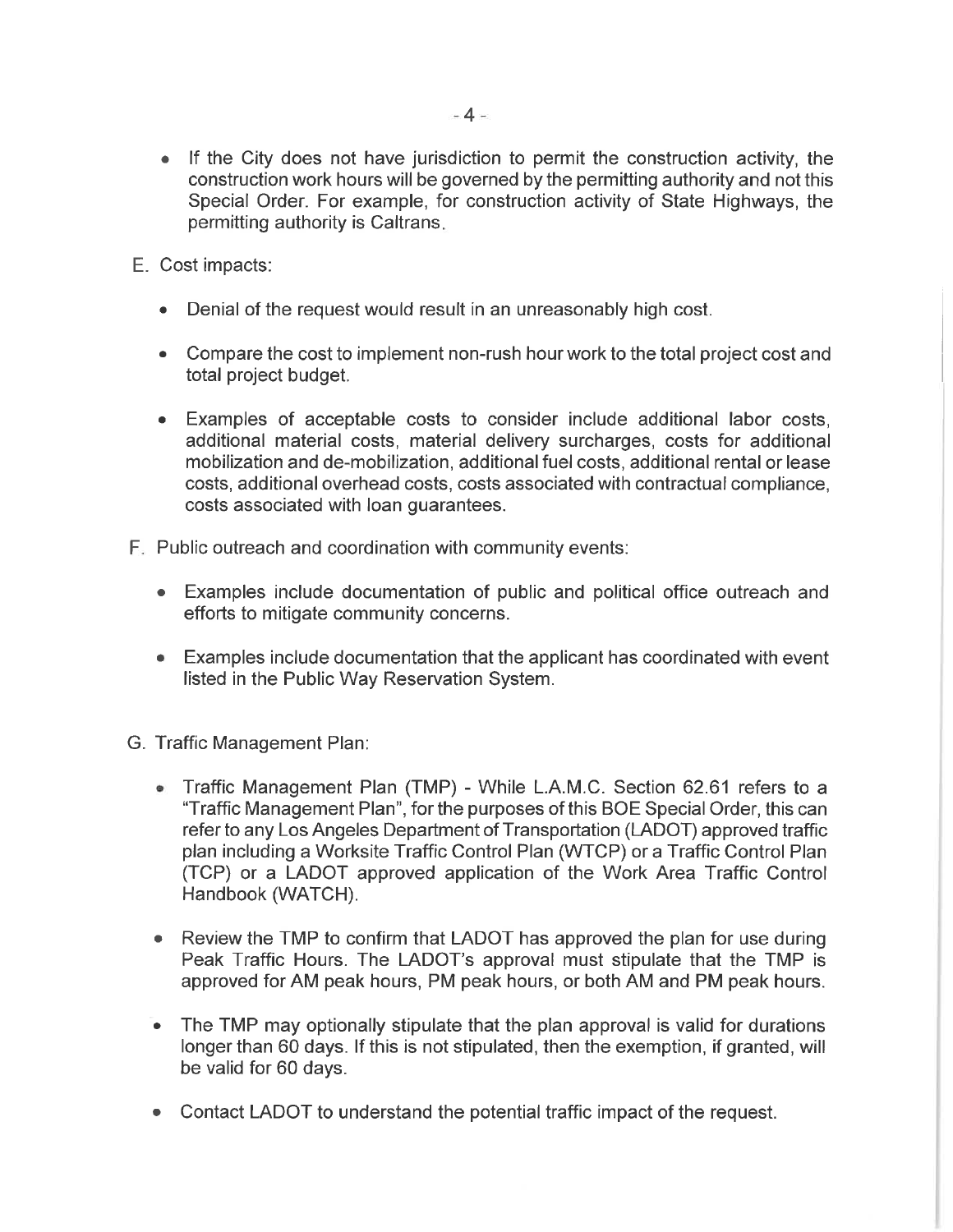- If the City does not have jurisdiction to permit the construction activity, the construction work hours will be governed by the permitting authority and not this Special Order. For example, for construction activity of State Highways, the permitting authority is Caltrans.

E. Cost impacts:

- Denial of the request would result in an unreasonably high cost.

- Compare the cost to implement non-rush hour work to the total project cost and total project budget.

- Examples of acceptable costs to consider include additional labor costs, additional material costs, material delivery surcharges, costs for additional mobilization and de-mobilization, additional fuel costs, additional rental or lease costs, additional overhead costs, costs associated with contractual compliance, costs associated with loan guarantees.

F. Public outreach and coordination with community events:

- Examples include documentation of public and political office outreach and efforts to mitigate community concerns.

- Examples include documentation that the applicant has coordinated with event listed in the Public Way Reservation System.

G. Traffic Management Plan:

- Traffic Management Plan (TMP) - While L.A.M.C. Section 62.61 refers to a "Traffic Management Plan", for the purposes of this BOE Special Order, this can refer to any Los Angeles Department of Transportation (LADOT) approved traffic plan including a Worksite Traffic Control Plan (WTCP) or a Traffic Control Plan (TCP) or a LADOT approved application of the Work Area Traffic Control Handbook (WATCH).

- Review the TMP to confirm that LADOT has approved the plan for use during Peak Traffic Hours. The LADOT's approval must stipulate that the TMP is approved for AM peak hours, PM peak hours, or both AM and PM peak hours.

- The TMP may optionally stipulate that the plan approval is valid for durations longer than 60 days. If this is not stipulated, then the exemption, if granted, will be valid for 60 days.

- Contact LADOT to understand the potential traffic impact of the request.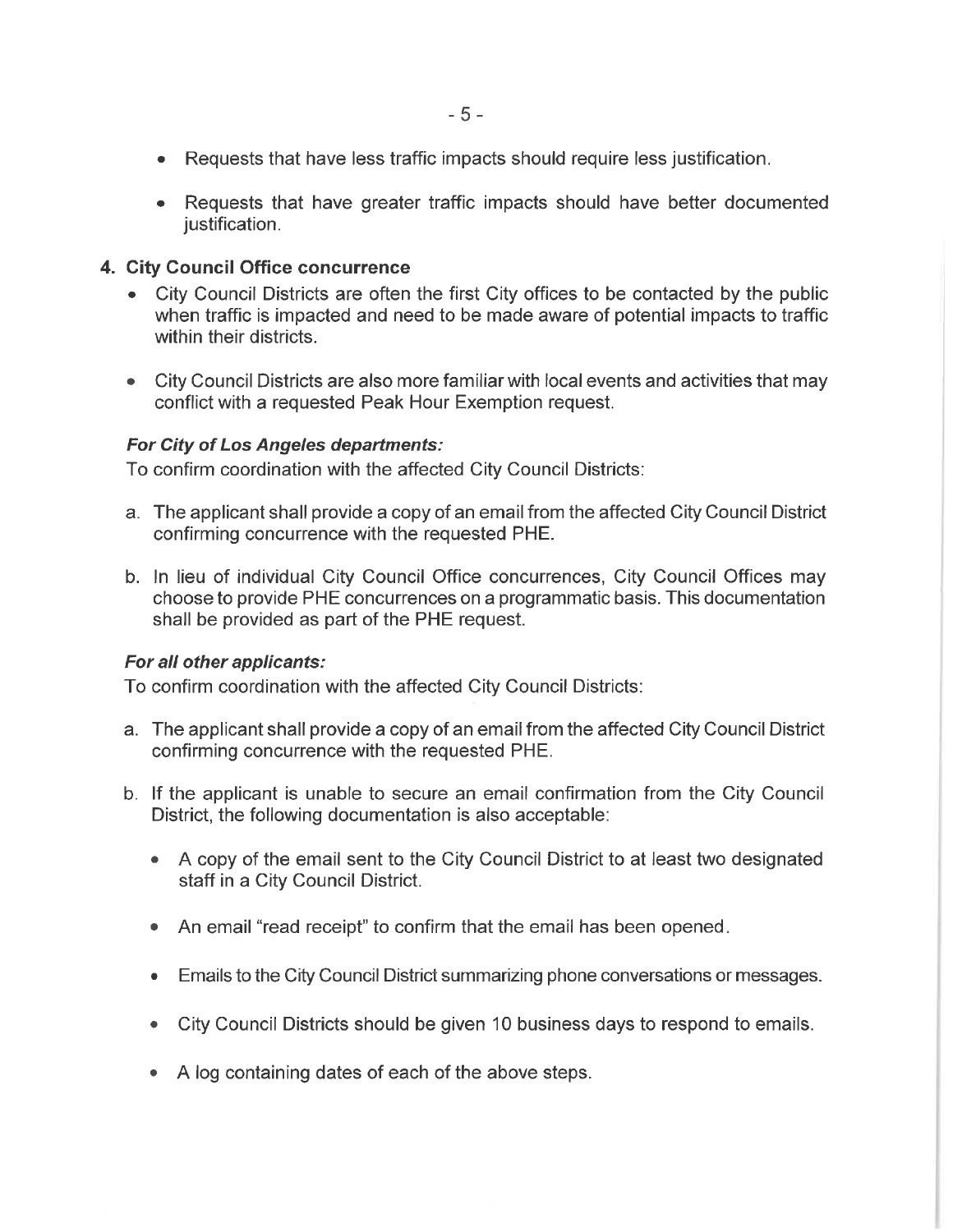- Requests that have less traffic impacts should require less justification.

- Requests that have greater traffic impacts should have better documented justification.

**4. City Council Office concurrence**

- City Council Districts are often the first City offices to be contacted by the public when traffic is impacted and need to be made aware of potential impacts to traffic within their districts.

- City Council Districts are also more familiar with local events and activities that may conflict with a requested Peak Hour Exemption request.

***For City of Los Angeles departments:***

To confirm coordination with the affected City Council Districts:

a. The applicant shall provide a copy of an email from the affected City Council District confirming concurrence with the requested PHE.

b. In lieu of individual City Council Office concurrences, City Council Offices may choose to provide PHE concurrences on a programmatic basis. This documentation shall be provided as part of the PHE request.

***For all other applicants:***

To confirm coordination with the affected City Council Districts:

a. The applicant shall provide a copy of an email from the affected City Council District confirming concurrence with the requested PHE.

b. If the applicant is unable to secure an email confirmation from the City Council District, the following documentation is also acceptable:

   - A copy of the email sent to the City Council District to at least two designated staff in a City Council District.

   - An email "read receipt" to confirm that the email has been opened.

   - Emails to the City Council District summarizing phone conversations or messages.

   - City Council Districts should be given 10 business days to respond to emails.

   - A log containing dates of each of the above steps.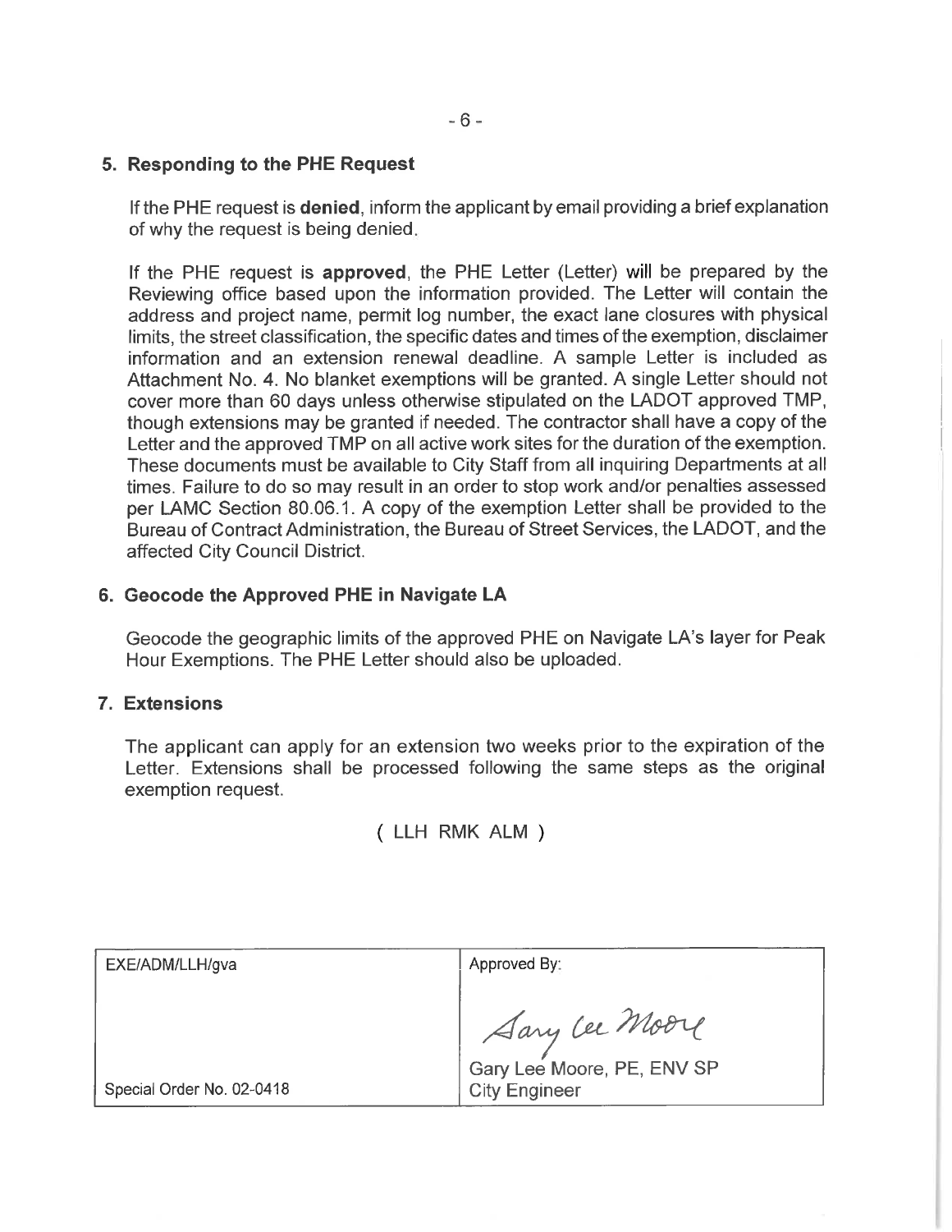## 5. Responding to the PHE Request

If the PHE request is **denied**, inform the applicant by email providing a brief explanation of why the request is being denied.

If the PHE request is **approved**, the PHE Letter (Letter) will be prepared by the Reviewing office based upon the information provided. The Letter will contain the address and project name, permit log number, the exact lane closures with physical limits, the street classification, the specific dates and times of the exemption, disclaimer information and an extension renewal deadline. A sample Letter is included as Attachment No. 4. No blanket exemptions will be granted. A single Letter should not cover more than 60 days unless otherwise stipulated on the LADOT approved TMP, though extensions may be granted if needed. The contractor shall have a copy of the Letter and the approved TMP on all active work sites for the duration of the exemption. These documents must be available to City Staff from all inquiring Departments at all times. Failure to do so may result in an order to stop work and/or penalties assessed per LAMC Section 80.06.1. A copy of the exemption Letter shall be provided to the Bureau of Contract Administration, the Bureau of Street Services, the LADOT, and the affected City Council District.

## 6. Geocode the Approved PHE in Navigate LA

Geocode the geographic limits of the approved PHE on Navigate LA's layer for Peak Hour Exemptions. The PHE Letter should also be uploaded.

## 7. Extensions

The applicant can apply for an extension two weeks prior to the expiration of the Letter. Extensions shall be processed following the same steps as the original exemption request.

( LLH RMK ALM )

| EXE/ADM/LLH/gva | Approved By: |
| --- | --- |
| Special Order No. 02-0418 | Gary Lee Moore, PE, ENV SP<br>City Engineer |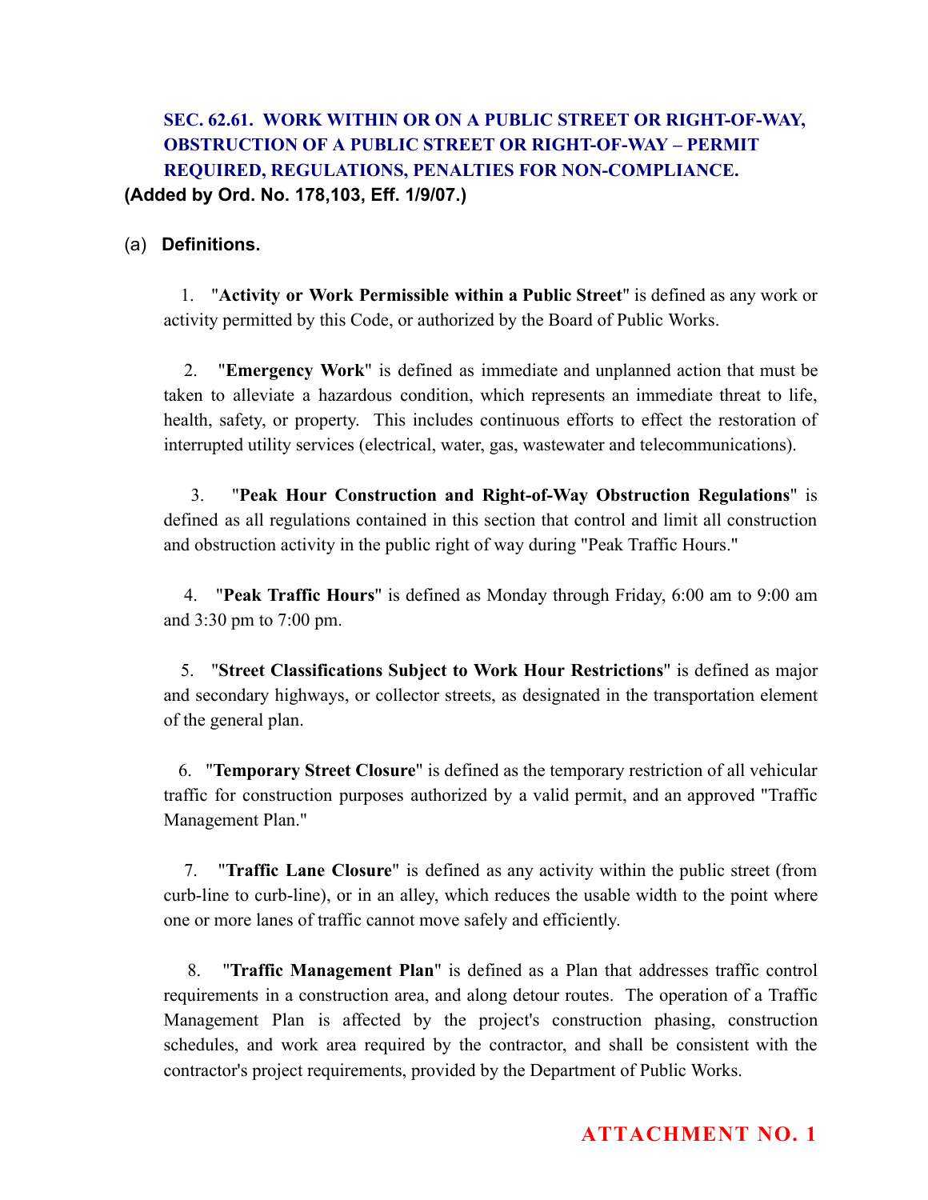## SEC. 62.61. WORK WITHIN OR ON A PUBLIC STREET OR RIGHT-OF-WAY, OBSTRUCTION OF A PUBLIC STREET OR RIGHT-OF-WAY – PERMIT REQUIRED, REGULATIONS, PENALTIES FOR NON-COMPLIANCE.

**(Added by Ord. No. 178,103, Eff. 1/9/07.)**

(a) **Definitions.**

1. "**Activity or Work Permissible within a Public Street**" is defined as any work or activity permitted by this Code, or authorized by the Board of Public Works.

2. "**Emergency Work**" is defined as immediate and unplanned action that must be taken to alleviate a hazardous condition, which represents an immediate threat to life, health, safety, or property. This includes continuous efforts to effect the restoration of interrupted utility services (electrical, water, gas, wastewater and telecommunications).

3. "**Peak Hour Construction and Right-of-Way Obstruction Regulations**" is defined as all regulations contained in this section that control and limit all construction and obstruction activity in the public right of way during "Peak Traffic Hours."

4. "**Peak Traffic Hours**" is defined as Monday through Friday, 6:00 am to 9:00 am and 3:30 pm to 7:00 pm.

5. "**Street Classifications Subject to Work Hour Restrictions**" is defined as major and secondary highways, or collector streets, as designated in the transportation element of the general plan.

6. "**Temporary Street Closure**" is defined as the temporary restriction of all vehicular traffic for construction purposes authorized by a valid permit, and an approved "Traffic Management Plan."

7. "**Traffic Lane Closure**" is defined as any activity within the public street (from curb-line to curb-line), or in an alley, which reduces the usable width to the point where one or more lanes of traffic cannot move safely and efficiently.

8. "**Traffic Management Plan**" is defined as a Plan that addresses traffic control requirements in a construction area, and along detour routes. The operation of a Traffic Management Plan is affected by the project's construction phasing, construction schedules, and work area required by the contractor, and shall be consistent with the contractor's project requirements, provided by the Department of Public Works.

**ATTACHMENT NO. 1**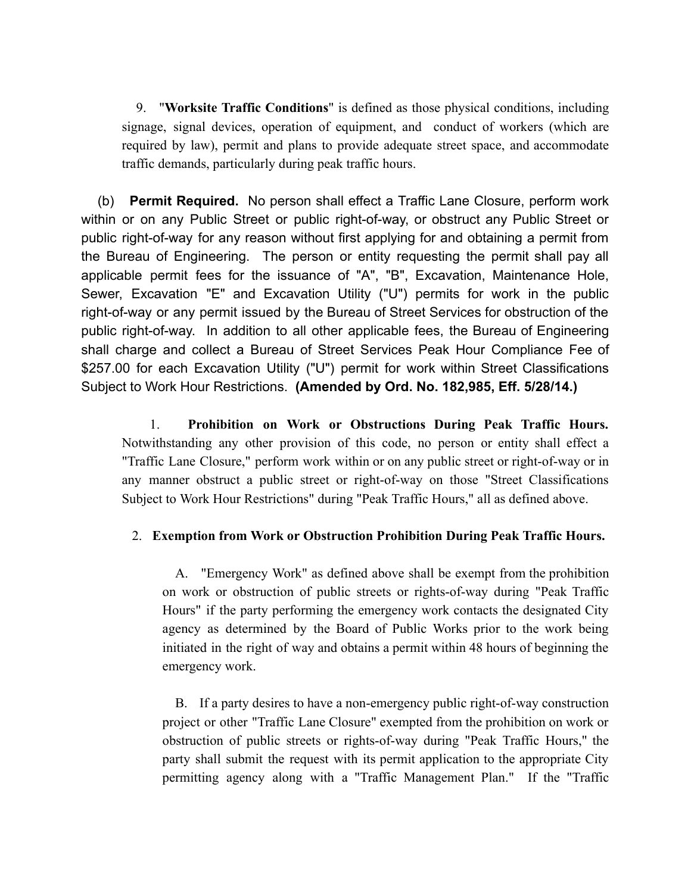9. "**Worksite Traffic Conditions**" is defined as those physical conditions, including signage, signal devices, operation of equipment, and conduct of workers (which are required by law), permit and plans to provide adequate street space, and accommodate traffic demands, particularly during peak traffic hours.

(b) **Permit Required.** No person shall effect a Traffic Lane Closure, perform work within or on any Public Street or public right-of-way, or obstruct any Public Street or public right-of-way for any reason without first applying for and obtaining a permit from the Bureau of Engineering. The person or entity requesting the permit shall pay all applicable permit fees for the issuance of "A", "B", Excavation, Maintenance Hole, Sewer, Excavation "E" and Excavation Utility ("U") permits for work in the public right-of-way or any permit issued by the Bureau of Street Services for obstruction of the public right-of-way. In addition to all other applicable fees, the Bureau of Engineering shall charge and collect a Bureau of Street Services Peak Hour Compliance Fee of $257.00 for each Excavation Utility ("U") permit for work within Street Classifications Subject to Work Hour Restrictions. **(Amended by Ord. No. 182,985, Eff. 5/28/14.)**

1. **Prohibition on Work or Obstructions During Peak Traffic Hours.** Notwithstanding any other provision of this code, no person or entity shall effect a "Traffic Lane Closure," perform work within or on any public street or right-of-way or in any manner obstruct a public street or right-of-way on those "Street Classifications Subject to Work Hour Restrictions" during "Peak Traffic Hours," all as defined above.

2. **Exemption from Work or Obstruction Prohibition During Peak Traffic Hours.**

A. "Emergency Work" as defined above shall be exempt from the prohibition on work or obstruction of public streets or rights-of-way during "Peak Traffic Hours" if the party performing the emergency work contacts the designated City agency as determined by the Board of Public Works prior to the work being initiated in the right of way and obtains a permit within 48 hours of beginning the emergency work.

B. If a party desires to have a non-emergency public right-of-way construction project or other "Traffic Lane Closure" exempted from the prohibition on work or obstruction of public streets or rights-of-way during "Peak Traffic Hours," the party shall submit the request with its permit application to the appropriate City permitting agency along with a "Traffic Management Plan." If the "Traffic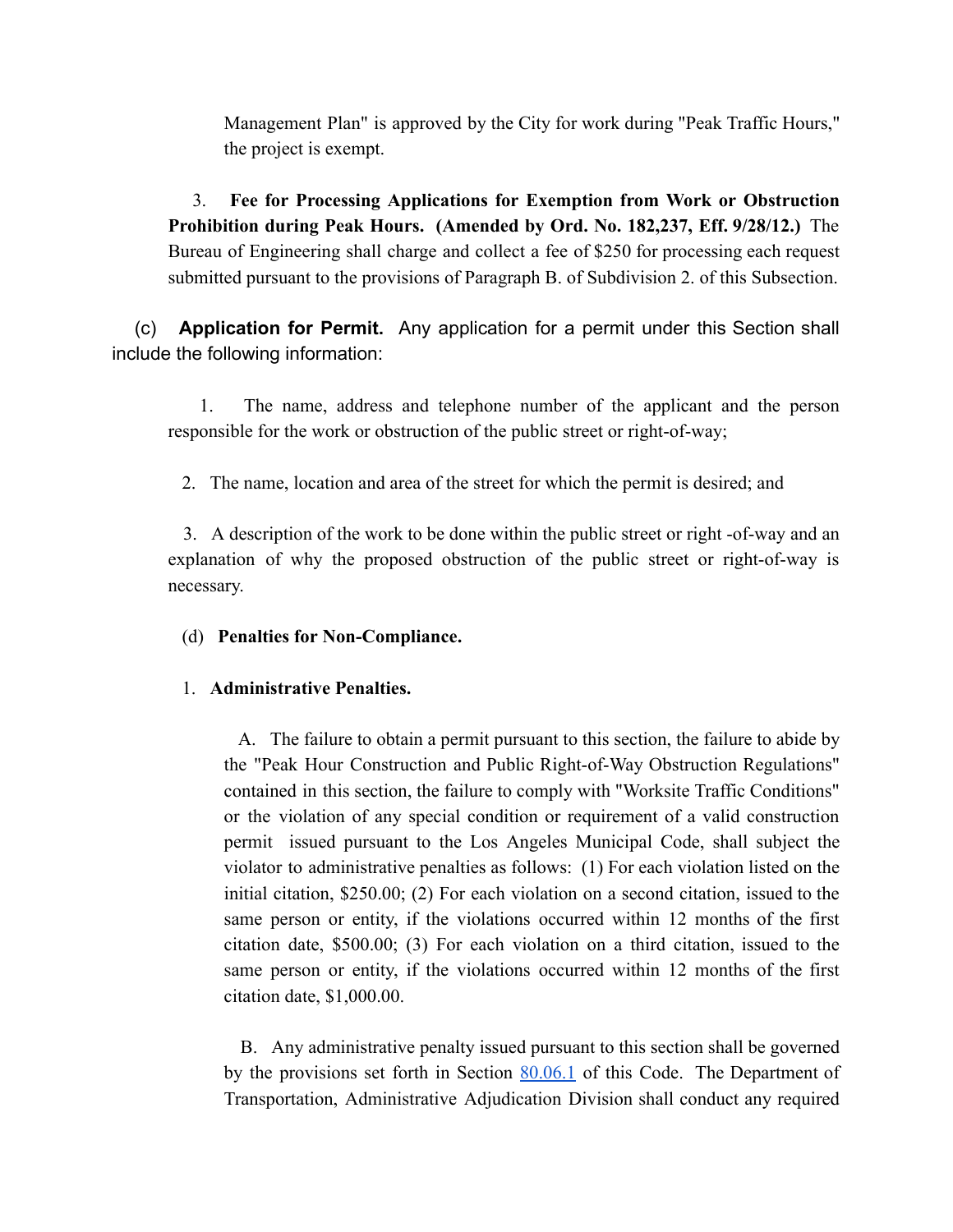Management Plan" is approved by the City for work during "Peak Traffic Hours," the project is exempt.

3. **Fee for Processing Applications for Exemption from Work or Obstruction Prohibition during Peak Hours. (Amended by Ord. No. 182,237, Eff. 9/28/12.)** The Bureau of Engineering shall charge and collect a fee of $250 for processing each request submitted pursuant to the provisions of Paragraph B. of Subdivision 2. of this Subsection.

(c) **Application for Permit.** Any application for a permit under this Section shall include the following information:

1. The name, address and telephone number of the applicant and the person responsible for the work or obstruction of the public street or right-of-way;

2. The name, location and area of the street for which the permit is desired; and

3. A description of the work to be done within the public street or right -of-way and an explanation of why the proposed obstruction of the public street or right-of-way is necessary.

(d) **Penalties for Non-Compliance.**

1. **Administrative Penalties.**

A. The failure to obtain a permit pursuant to this section, the failure to abide by the "Peak Hour Construction and Public Right-of-Way Obstruction Regulations" contained in this section, the failure to comply with "Worksite Traffic Conditions" or the violation of any special condition or requirement of a valid construction permit issued pursuant to the Los Angeles Municipal Code, shall subject the violator to administrative penalties as follows: (1) For each violation listed on the initial citation, $250.00; (2) For each violation on a second citation, issued to the same person or entity, if the violations occurred within 12 months of the first citation date, $500.00; (3) For each violation on a third citation, issued to the same person or entity, if the violations occurred within 12 months of the first citation date, $1,000.00.

B. Any administrative penalty issued pursuant to this section shall be governed by the provisions set forth in Section 80.06.1 of this Code. The Department of Transportation, Administrative Adjudication Division shall conduct any required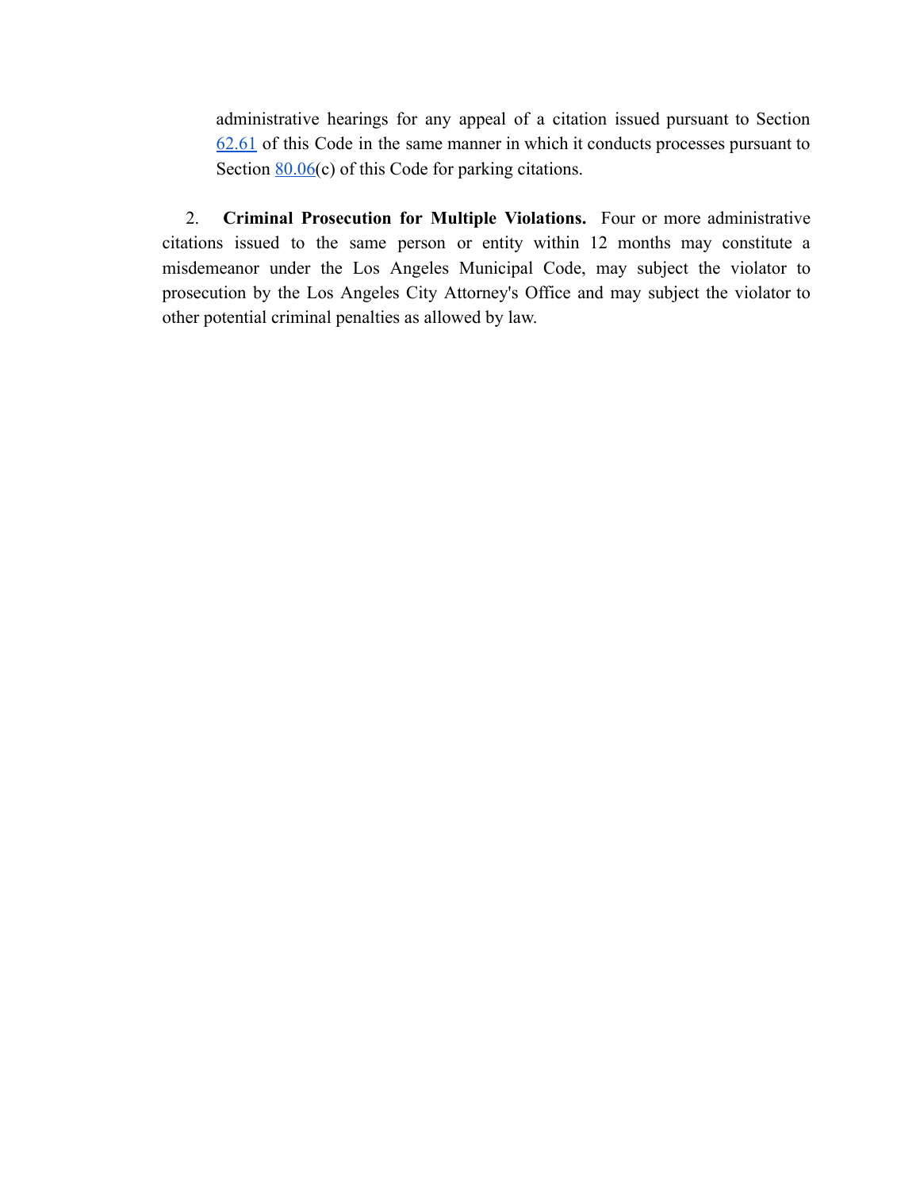administrative hearings for any appeal of a citation issued pursuant to Section 62.61 of this Code in the same manner in which it conducts processes pursuant to Section 80.06(c) of this Code for parking citations.

2. **Criminal Prosecution for Multiple Violations.** Four or more administrative citations issued to the same person or entity within 12 months may constitute a misdemeanor under the Los Angeles Municipal Code, may subject the violator to prosecution by the Los Angeles City Attorney's Office and may subject the violator to other potential criminal penalties as allowed by law.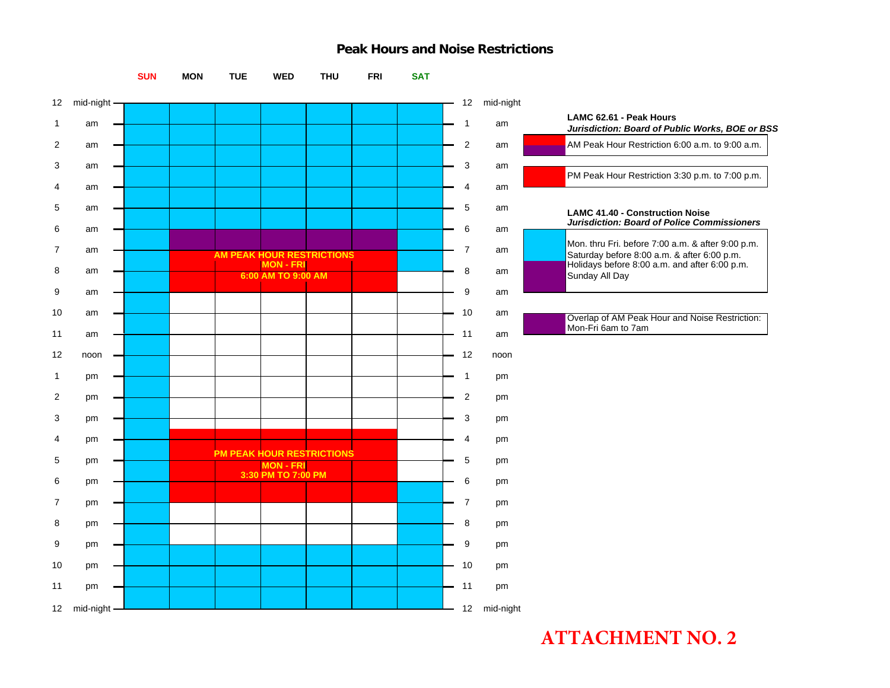# Peak Hours and Noise Restrictions

| Time | SUN | MON | TUE | WED | THU | FRI | SAT |
|---|---|---|---|---|---|---|---|
| 12 mid-night – 6 am | | | | | | | |
| 6 am – 7 am | | | | | | | |
| 7 am – 9 am | | AM PEAK HOUR RESTRICTIONS MON - FRI 6:00 AM TO 9:00 AM | | | | | |
| 9 am – 3:30 pm | | | | | | | |
| 3:30 pm – 7 pm | | PM PEAK HOUR RESTRICTIONS MON - FRI 3:30 PM TO 7:00 PM | | | | | |
| 7 pm – 12 mid-night | | | | | | | |

**LAMC 62.61 - Peak Hours**
***Jurisdiction: Board of Public Works, BOE or BSS***

- AM Peak Hour Restriction 6:00 a.m. to 9:00 a.m.
- PM Peak Hour Restriction 3:30 p.m. to 7:00 p.m.

**LAMC 41.40 - Construction Noise**
***Jurisdiction: Board of Police Commissioners***

- Mon. thru Fri. before 7:00 a.m. & after 9:00 p.m.
- Saturday before 8:00 a.m. & after 6:00 p.m.
- Holidays before 8:00 a.m. and after 6:00 p.m.
- Sunday All Day

Overlap of AM Peak Hour and Noise Restriction: Mon-Fri 6am to 7am

**ATTACHMENT NO. 2**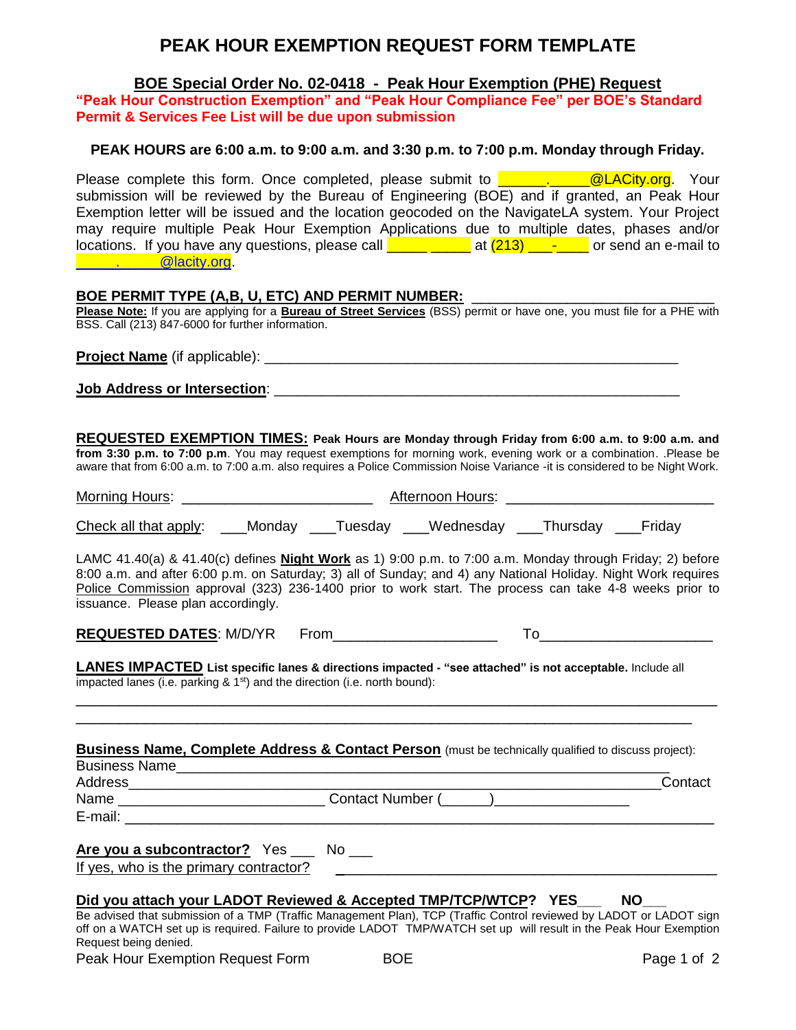# PEAK HOUR EXEMPTION REQUEST FORM TEMPLATE

**BOE Special Order No. 02-0418 - Peak Hour Exemption (PHE) Request**

**"Peak Hour Construction Exemption" and "Peak Hour Compliance Fee" per BOE's Standard Permit & Services Fee List will be due upon submission**

**PEAK HOURS are 6:00 a.m. to 9:00 a.m. and 3:30 p.m. to 7:00 p.m. Monday through Friday.**

Please complete this form. Once completed, please submit to ______.______@LACity.org. Your submission will be reviewed by the Bureau of Engineering (BOE) and if granted, an Peak Hour Exemption letter will be issued and the location geocoded on the NavigateLA system. Your Project may require multiple Peak Hour Exemption Applications due to multiple dates, phases and/or locations. If you have any questions, please call _____ _____ at (213) ___-____ or send an e-mail to ______.______@lacity.org.

**BOE PERMIT TYPE (A,B, U, ETC) AND PERMIT NUMBER:** ____________________________

**Please Note:** If you are applying for a **Bureau of Street Services** (BSS) permit or have one, you must file for a PHE with BSS. Call (213) 847-6000 for further information.

**Project Name** (if applicable): ____________________________________________________

**Job Address or Intersection**: ___________________________________________________

**REQUESTED EXEMPTION TIMES: Peak Hours are Monday through Friday from 6:00 a.m. to 9:00 a.m. and from 3:30 p.m. to 7:00 p.m**. You may request exemptions for morning work, evening work or a combination. .Please be aware that from 6:00 a.m. to 7:00 a.m. also requires a Police Commission Noise Variance -it is considered to be Night Work.

Morning Hours: _______________________ Afternoon Hours: _________________________

Check all that apply: ___Monday ___Tuesday ___Wednesday ___Thursday ___Friday

LAMC 41.40(a) & 41.40(c) defines **Night Work** as 1) 9:00 p.m. to 7:00 a.m. Monday through Friday; 2) before 8:00 a.m. and after 6:00 p.m. on Saturday; 3) all of Sunday; and 4) any National Holiday. Night Work requires Police Commission approval (323) 236-1400 prior to work start. The process can take 4-8 weeks prior to issuance. Please plan accordingly.

**REQUESTED DATES**: M/D/YR From___________________ To____________________

**LANES IMPACTED List specific lanes & directions impacted - "see attached" is not acceptable.** Include all impacted lanes (i.e. parking & 1st) and the direction (i.e. north bound):

________________________________________________________________________________

______________________________________________________________________________

**Business Name, Complete Address & Contact Person** (must be technically qualified to discuss project):

Business Name______________________________________________________________

Address____________________________________________________________Contact

Name ________________________ Contact Number (_____)_______________

E-mail: _____________________________________________________________________

**Are you a subcontractor?** Yes ___ No ___

If yes, who is the primary contractor? ____________________________________________

**Did you attach your LADOT Reviewed & Accepted TMP/TCP/WTCP? YES___ NO___**

Be advised that submission of a TMP (Traffic Management Plan), TCP (Traffic Control reviewed by LADOT or LADOT sign off on a WATCH set up is required. Failure to provide LADOT TMP/WATCH set up will result in the Peak Hour Exemption Request being denied.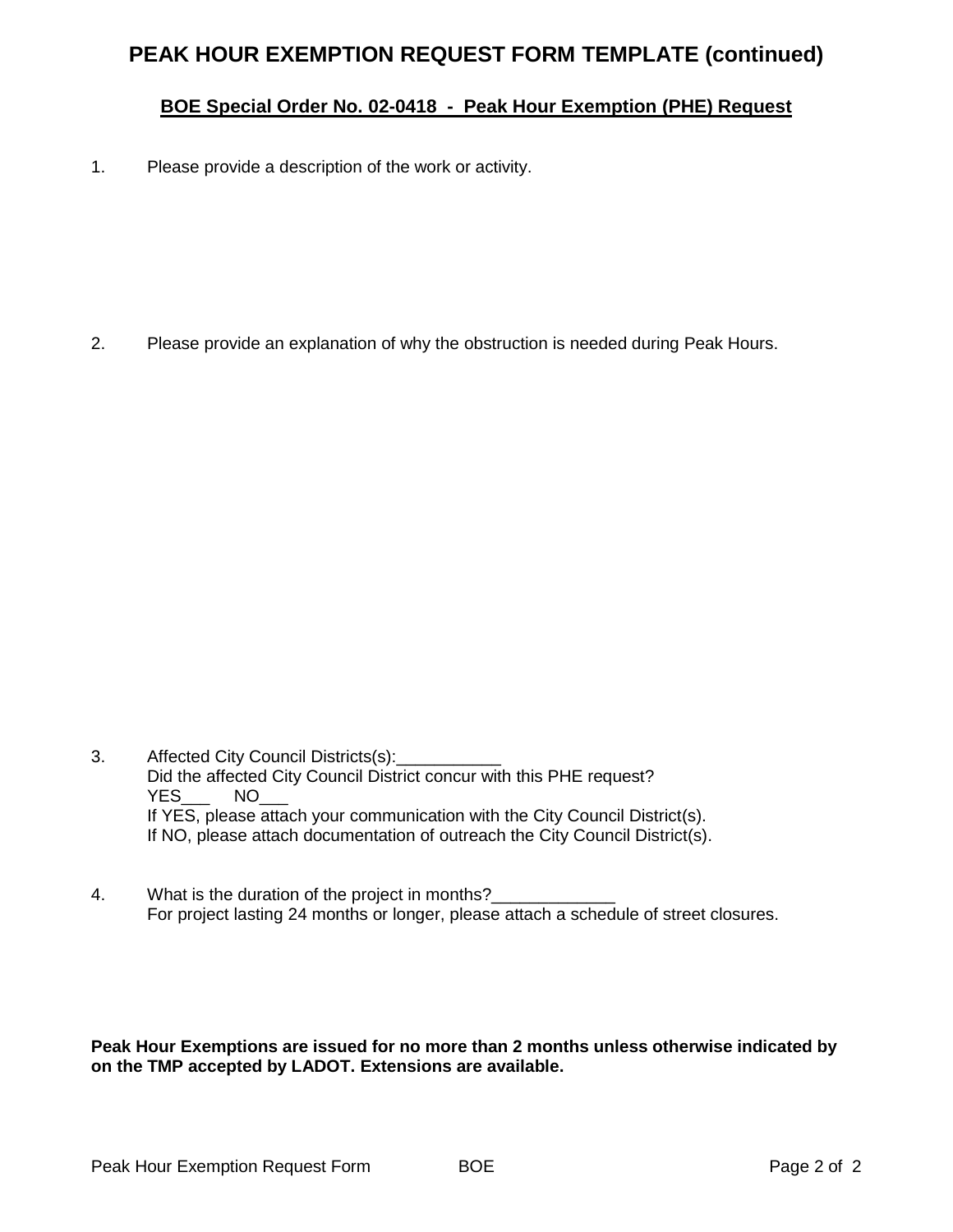# PEAK HOUR EXEMPTION REQUEST FORM TEMPLATE (continued)

## <u>BOE Special Order No. 02-0418 - Peak Hour Exemption (PHE) Request</u>

1. Please provide a description of the work or activity.

2. Please provide an explanation of why the obstruction is needed during Peak Hours.

3. Affected City Council Districts(s):___________
   Did the affected City Council District concur with this PHE request?
   YES___ NO___
   If YES, please attach your communication with the City Council District(s).
   If NO, please attach documentation of outreach the City Council District(s).

4. What is the duration of the project in months?_____________
   For project lasting 24 months or longer, please attach a schedule of street closures.

**Peak Hour Exemptions are issued for no more than 2 months unless otherwise indicated by on the TMP accepted by LADOT. Extensions are available.**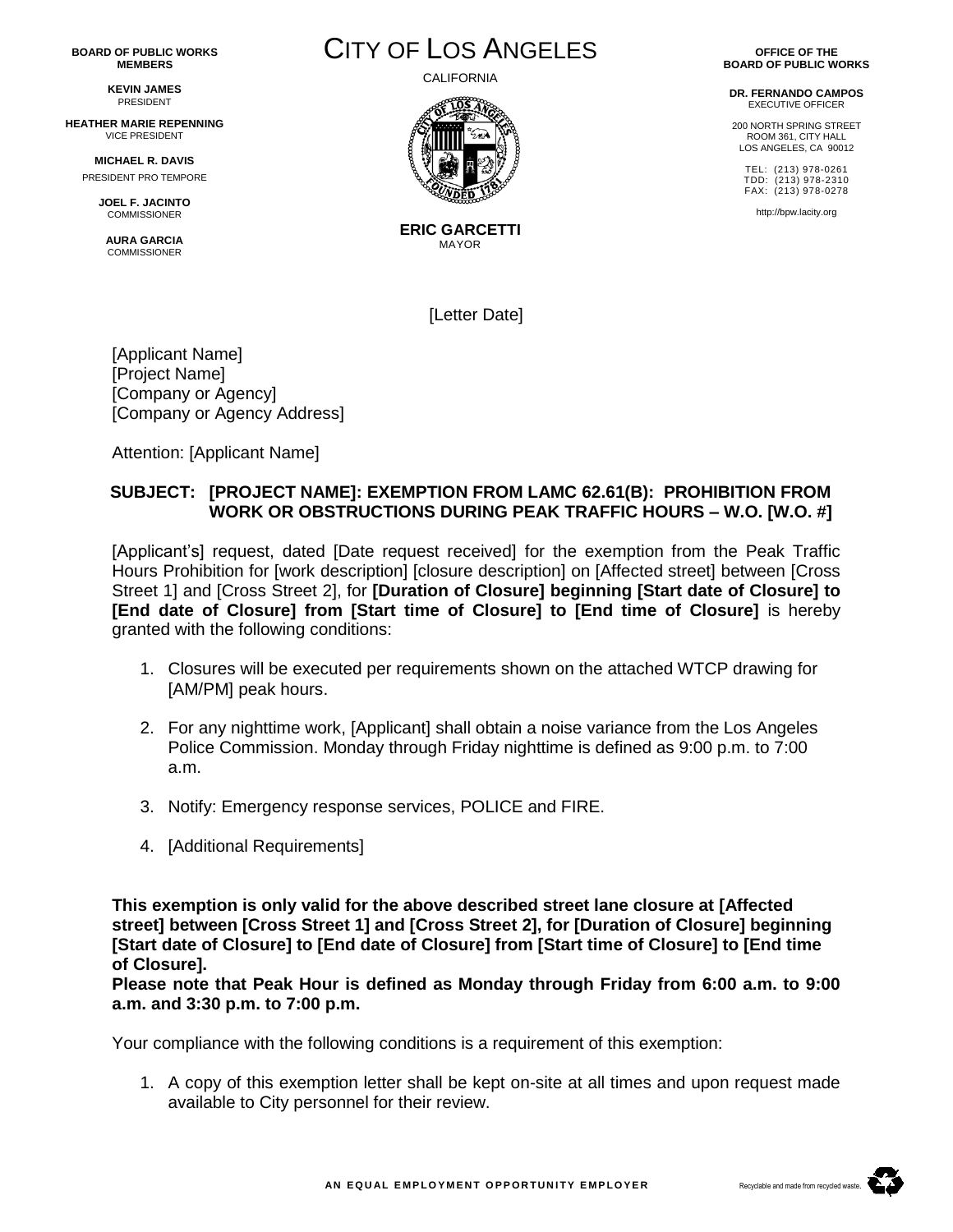**BOARD OF PUBLIC WORKS MEMBERS**

**KEVIN JAMES**
PRESIDENT

**HEATHER MARIE REPENNING**
VICE PRESIDENT

**MICHAEL R. DAVIS**
PRESIDENT PRO TEMPORE

**JOEL F. JACINTO**
COMMISSIONER

**AURA GARCIA**
COMMISSIONER

# CITY OF LOS ANGELES

CALIFORNIA

**ERIC GARCETTI**
MAYOR

**OFFICE OF THE BOARD OF PUBLIC WORKS**

**DR. FERNANDO CAMPOS**
EXECUTIVE OFFICER

200 NORTH SPRING STREET
ROOM 361, CITY HALL
LOS ANGELES, CA 90012

TEL: (213) 978-0261
TDD: (213) 978-2310
FAX: (213) 978-0278

http://bpw.lacity.org

[Letter Date]

[Applicant Name]
[Project Name]
[Company or Agency]
[Company or Agency Address]

Attention: [Applicant Name]

**SUBJECT: [PROJECT NAME]: EXEMPTION FROM LAMC 62.61(B): PROHIBITION FROM WORK OR OBSTRUCTIONS DURING PEAK TRAFFIC HOURS – W.O. [W.O. #]**

[Applicant's] request, dated [Date request received] for the exemption from the Peak Traffic Hours Prohibition for [work description] [closure description] on [Affected street] between [Cross Street 1] and [Cross Street 2], for **[Duration of Closure] beginning [Start date of Closure] to [End date of Closure] from [Start time of Closure] to [End time of Closure]** is hereby granted with the following conditions:

1. Closures will be executed per requirements shown on the attached WTCP drawing for [AM/PM] peak hours.
2. For any nighttime work, [Applicant] shall obtain a noise variance from the Los Angeles Police Commission. Monday through Friday nighttime is defined as 9:00 p.m. to 7:00 a.m.
3. Notify: Emergency response services, POLICE and FIRE.
4. [Additional Requirements]

**This exemption is only valid for the above described street lane closure at [Affected street] between [Cross Street 1] and [Cross Street 2], for [Duration of Closure] beginning [Start date of Closure] to [End date of Closure] from [Start time of Closure] to [End time of Closure].**
**Please note that Peak Hour is defined as Monday through Friday from 6:00 a.m. to 9:00 a.m. and 3:30 p.m. to 7:00 p.m.**

Your compliance with the following conditions is a requirement of this exemption:

1. A copy of this exemption letter shall be kept on-site at all times and upon request made available to City personnel for their review.

AN EQUAL EMPLOYMENT OPPORTUNITY EMPLOYER

Recyclable and made from recycled waste.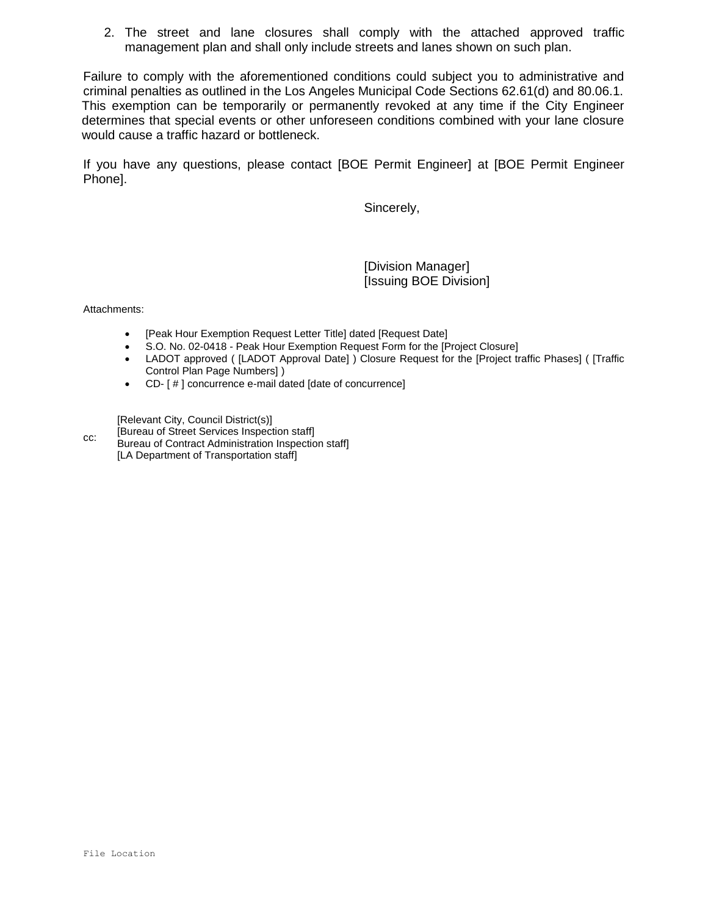2. The street and lane closures shall comply with the attached approved traffic management plan and shall only include streets and lanes shown on such plan.

Failure to comply with the aforementioned conditions could subject you to administrative and criminal penalties as outlined in the Los Angeles Municipal Code Sections 62.61(d) and 80.06.1. This exemption can be temporarily or permanently revoked at any time if the City Engineer determines that special events or other unforeseen conditions combined with your lane closure would cause a traffic hazard or bottleneck.

If you have any questions, please contact [BOE Permit Engineer] at [BOE Permit Engineer Phone].

Sincerely,

[Division Manager]
[Issuing BOE Division]

Attachments:

- [Peak Hour Exemption Request Letter Title] dated [Request Date]
- S.O. No. 02-0418 - Peak Hour Exemption Request Form for the [Project Closure]
- LADOT approved ( [LADOT Approval Date] ) Closure Request for the [Project traffic Phases] ( [Traffic Control Plan Page Numbers] )
- CD- [ # ] concurrence e-mail dated [date of concurrence]

cc:
[Relevant City, Council District(s)]
[Bureau of Street Services Inspection staff]
Bureau of Contract Administration Inspection staff]
[LA Department of Transportation staff]

File Location